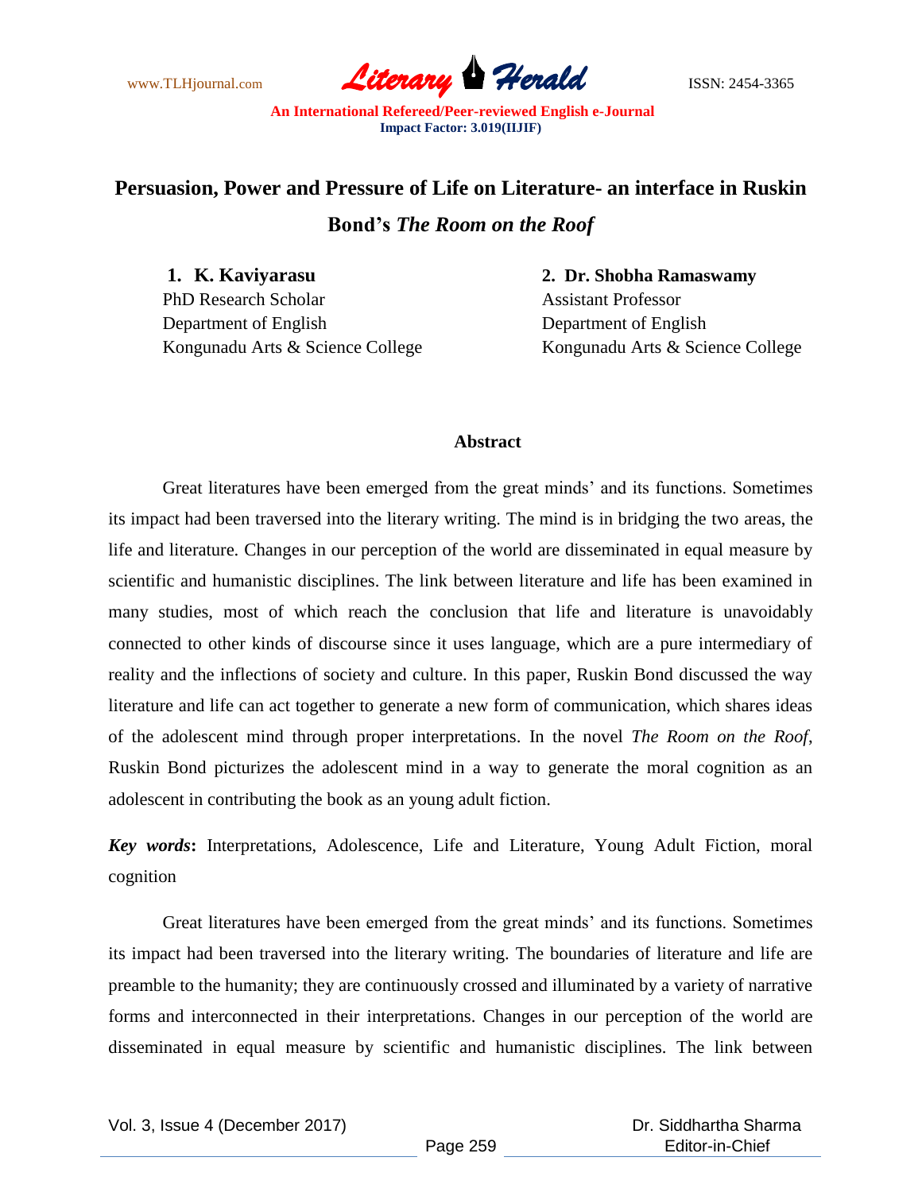# Persuasion, Power and Pressure of Life on Literature- an interface in Ruskin Bond's *The Room on the Roof*

**1. K. Kaviyarasu**
PhD Research Scholar
Department of English
Kongunadu Arts & Science College

**2. Dr. Shobha Ramaswamy**
Assistant Professor
Department of English
Kongunadu Arts & Science College

## Abstract

Great literatures have been emerged from the great minds' and its functions. Sometimes its impact had been traversed into the literary writing. The mind is in bridging the two areas, the life and literature. Changes in our perception of the world are disseminated in equal measure by scientific and humanistic disciplines. The link between literature and life has been examined in many studies, most of which reach the conclusion that life and literature is unavoidably connected to other kinds of discourse since it uses language, which are a pure intermediary of reality and the inflections of society and culture. In this paper, Ruskin Bond discussed the way literature and life can act together to generate a new form of communication, which shares ideas of the adolescent mind through proper interpretations. In the novel *The Room on the Roof*, Ruskin Bond picturizes the adolescent mind in a way to generate the moral cognition as an adolescent in contributing the book as an young adult fiction.

***Key words*:** Interpretations, Adolescence, Life and Literature, Young Adult Fiction, moral cognition

Great literatures have been emerged from the great minds' and its functions. Sometimes its impact had been traversed into the literary writing. The boundaries of literature and life are preamble to the humanity; they are continuously crossed and illuminated by a variety of narrative forms and interconnected in their interpretations. Changes in our perception of the world are disseminated in equal measure by scientific and humanistic disciplines. The link between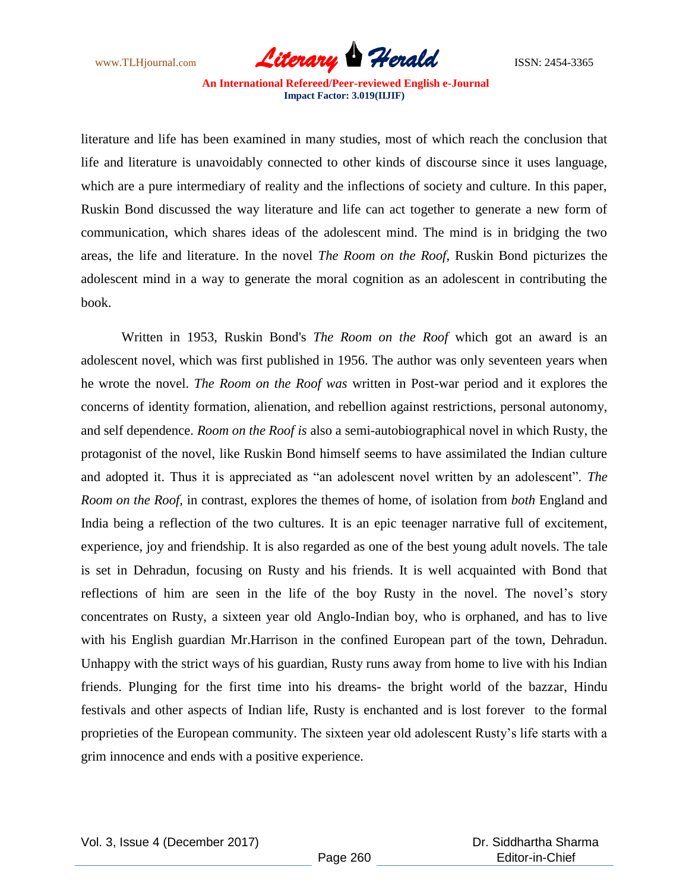literature and life has been examined in many studies, most of which reach the conclusion that life and literature is unavoidably connected to other kinds of discourse since it uses language, which are a pure intermediary of reality and the inflections of society and culture. In this paper, Ruskin Bond discussed the way literature and life can act together to generate a new form of communication, which shares ideas of the adolescent mind. The mind is in bridging the two areas, the life and literature. In the novel *The Room on the Roof*, Ruskin Bond picturizes the adolescent mind in a way to generate the moral cognition as an adolescent in contributing the book.

Written in 1953, Ruskin Bond's *The Room on the Roof* which got an award is an adolescent novel, which was first published in 1956. The author was only seventeen years when he wrote the novel. *The Room on the Roof was* written in Post-war period and it explores the concerns of identity formation, alienation, and rebellion against restrictions, personal autonomy, and self dependence. *Room on the Roof is* also a semi-autobiographical novel in which Rusty, the protagonist of the novel, like Ruskin Bond himself seems to have assimilated the Indian culture and adopted it. Thus it is appreciated as "an adolescent novel written by an adolescent". *The Room on the Roof*, in contrast, explores the themes of home, of isolation from *both* England and India being a reflection of the two cultures. It is an epic teenager narrative full of excitement, experience, joy and friendship. It is also regarded as one of the best young adult novels. The tale is set in Dehradun, focusing on Rusty and his friends. It is well acquainted with Bond that reflections of him are seen in the life of the boy Rusty in the novel. The novel's story concentrates on Rusty, a sixteen year old Anglo-Indian boy, who is orphaned, and has to live with his English guardian Mr.Harrison in the confined European part of the town, Dehradun. Unhappy with the strict ways of his guardian, Rusty runs away from home to live with his Indian friends. Plunging for the first time into his dreams- the bright world of the bazzar, Hindu festivals and other aspects of Indian life, Rusty is enchanted and is lost forever to the formal proprieties of the European community. The sixteen year old adolescent Rusty's life starts with a grim innocence and ends with a positive experience.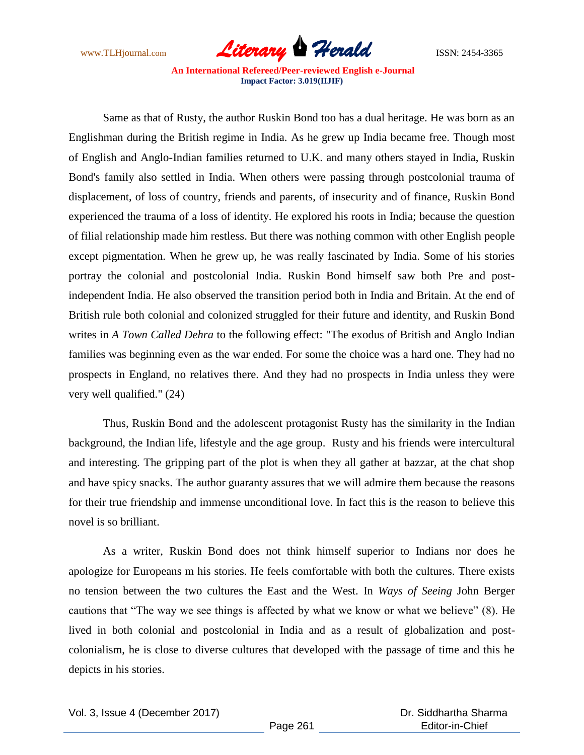Same as that of Rusty, the author Ruskin Bond too has a dual heritage. He was born as an Englishman during the British regime in India. As he grew up India became free. Though most of English and Anglo-Indian families returned to U.K. and many others stayed in India, Ruskin Bond's family also settled in India. When others were passing through postcolonial trauma of displacement, of loss of country, friends and parents, of insecurity and of finance, Ruskin Bond experienced the trauma of a loss of identity. He explored his roots in India; because the question of filial relationship made him restless. But there was nothing common with other English people except pigmentation. When he grew up, he was really fascinated by India. Some of his stories portray the colonial and postcolonial India. Ruskin Bond himself saw both Pre and post-independent India. He also observed the transition period both in India and Britain. At the end of British rule both colonial and colonized struggled for their future and identity, and Ruskin Bond writes in *A Town Called Dehra* to the following effect: "The exodus of British and Anglo Indian families was beginning even as the war ended. For some the choice was a hard one. They had no prospects in England, no relatives there. And they had no prospects in India unless they were very well qualified." (24)

Thus, Ruskin Bond and the adolescent protagonist Rusty has the similarity in the Indian background, the Indian life, lifestyle and the age group. Rusty and his friends were intercultural and interesting. The gripping part of the plot is when they all gather at bazzar, at the chat shop and have spicy snacks. The author guaranty assures that we will admire them because the reasons for their true friendship and immense unconditional love. In fact this is the reason to believe this novel is so brilliant.

As a writer, Ruskin Bond does not think himself superior to Indians nor does he apologize for Europeans m his stories. He feels comfortable with both the cultures. There exists no tension between the two cultures the East and the West. In *Ways of Seeing* John Berger cautions that "The way we see things is affected by what we know or what we believe" (8). He lived in both colonial and postcolonial in India and as a result of globalization and post-colonialism, he is close to diverse cultures that developed with the passage of time and this he depicts in his stories.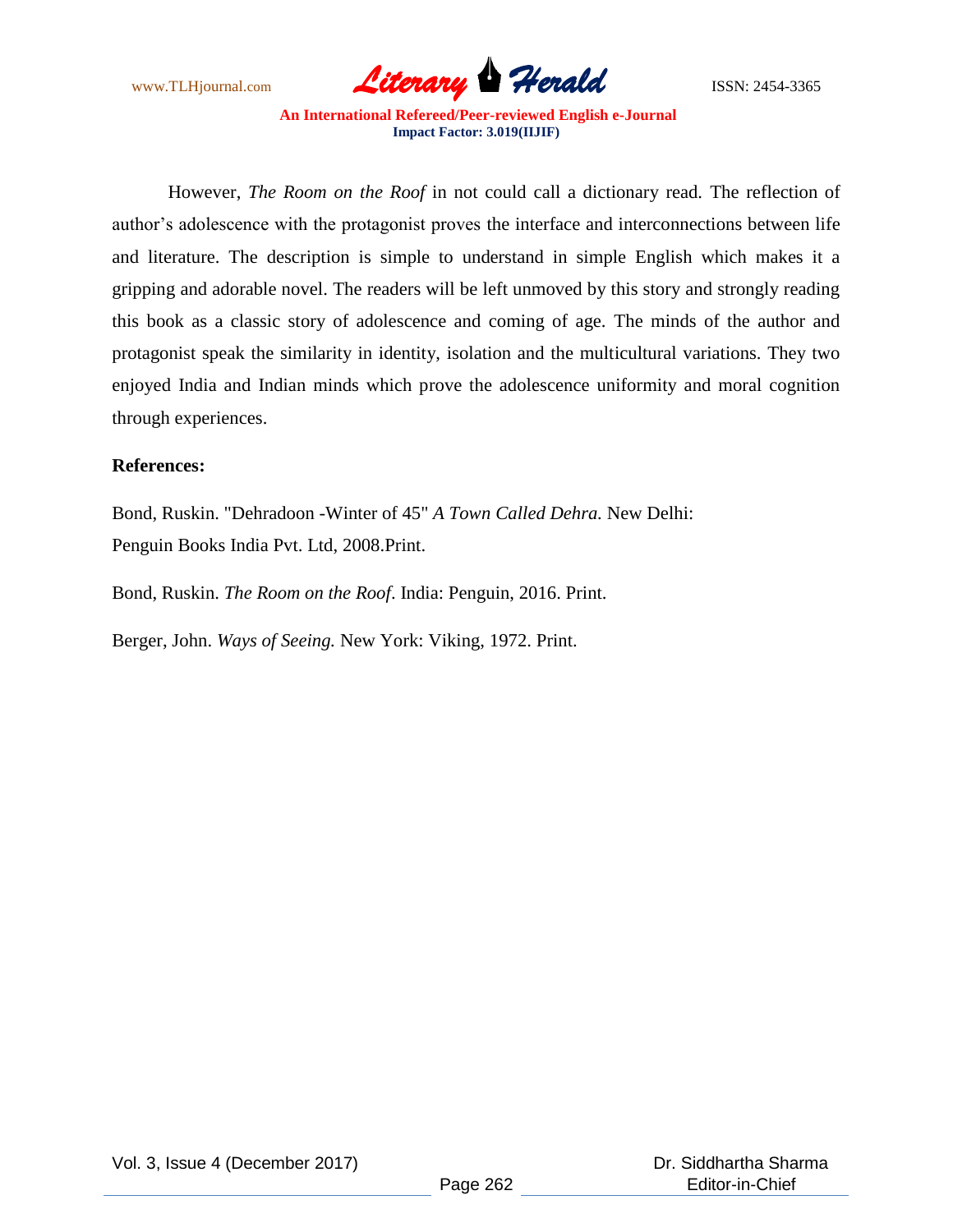However, *The Room on the Roof* in not could call a dictionary read. The reflection of author's adolescence with the protagonist proves the interface and interconnections between life and literature. The description is simple to understand in simple English which makes it a gripping and adorable novel. The readers will be left unmoved by this story and strongly reading this book as a classic story of adolescence and coming of age. The minds of the author and protagonist speak the similarity in identity, isolation and the multicultural variations. They two enjoyed India and Indian minds which prove the adolescence uniformity and moral cognition through experiences.

**References:**

Bond, Ruskin. "Dehradoon -Winter of 45" *A Town Called Dehra.* New Delhi: Penguin Books India Pvt. Ltd, 2008.Print.

Bond, Ruskin. *The Room on the Roof*. India: Penguin, 2016. Print.

Berger, John. *Ways of Seeing.* New York: Viking, 1972. Print.